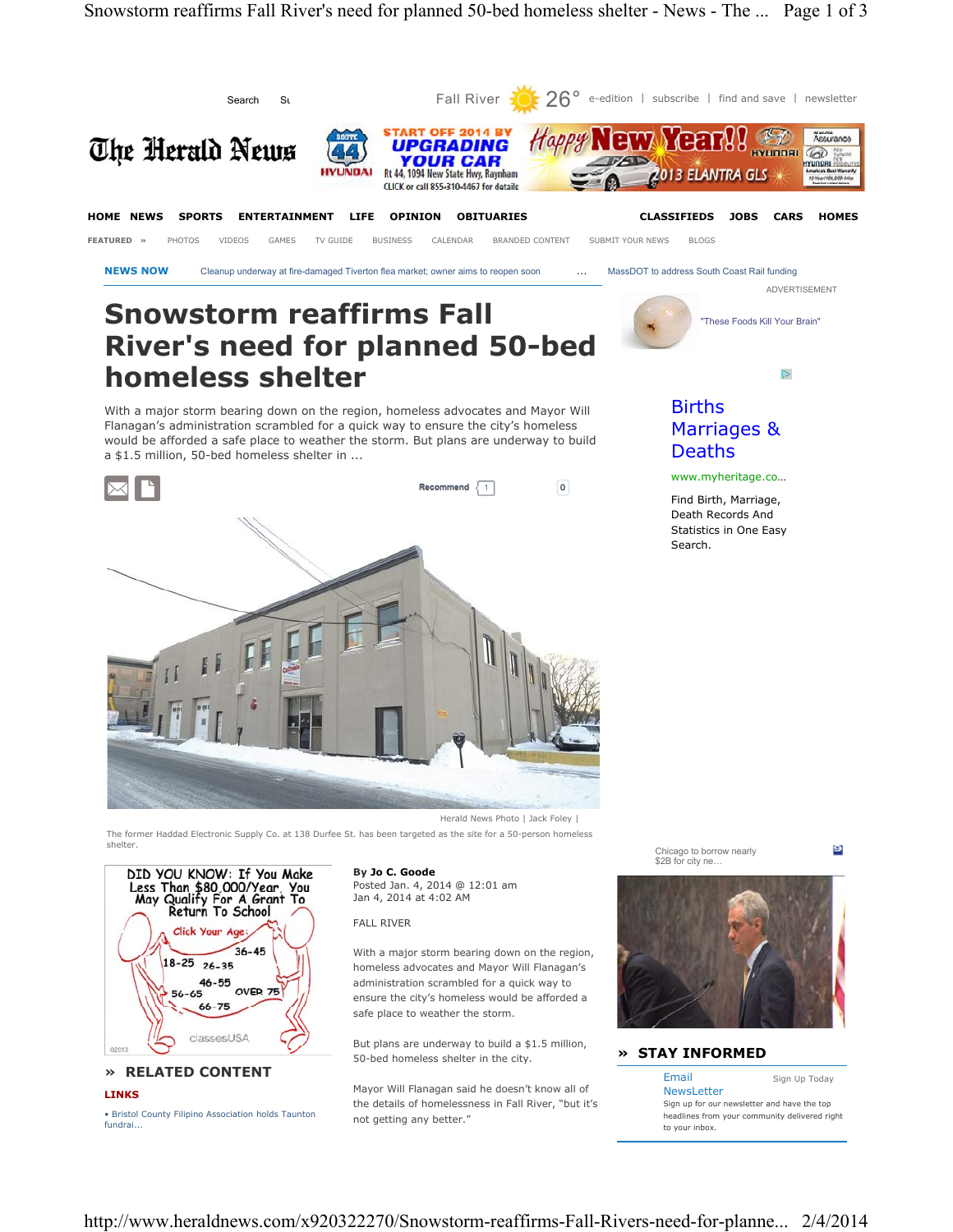# Snowstorm reaffirms Fall River's need for planned 50-bed homeless shelter

With a major storm bearing down on the region, homeless advocates and Mayor Will Flanagan's administration scrambled for a quick way to ensure the city's homeless would be afforded a safe place to weather the storm. But plans are underway to build a $1.5 million, 50-bed homeless shelter in ...

Herald News Photo | Jack Foley |

The former Haddad Electronic Supply Co. at 138 Durfee St. has been targeted as the site for a 50-person homeless shelter.

**By Jo C. Goode**
Posted Jan. 4, 2014 @ 12:01 am
Jan 4, 2014 at 4:02 AM

FALL RIVER

With a major storm bearing down on the region, homeless advocates and Mayor Will Flanagan's administration scrambled for a quick way to ensure the city's homeless would be afforded a safe place to weather the storm.

But plans are underway to build a $1.5 million, 50-bed homeless shelter in the city.

Mayor Will Flanagan said he doesn't know all of the details of homelessness in Fall River, "but it's not getting any better."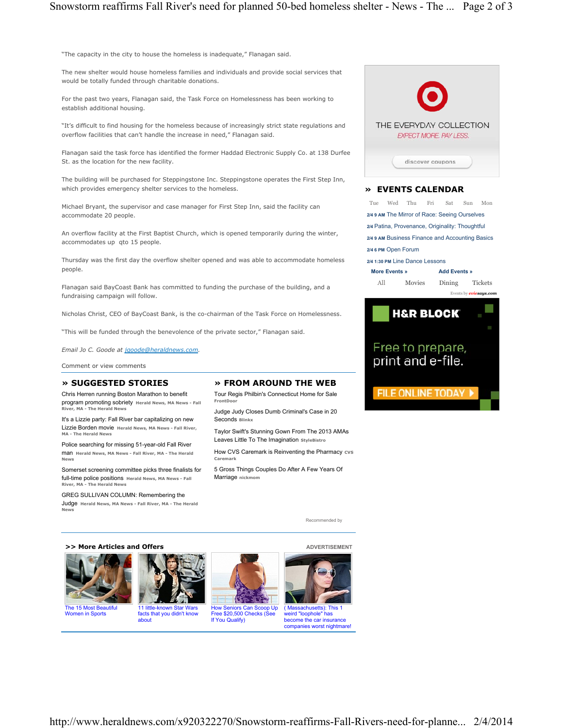"The capacity in the city to house the homeless is inadequate," Flanagan said.

The new shelter would house homeless families and individuals and provide social services that would be totally funded through charitable donations.

For the past two years, Flanagan said, the Task Force on Homelessness has been working to establish additional housing.

"It's difficult to find housing for the homeless because of increasingly strict state regulations and overflow facilities that can't handle the increase in need," Flanagan said.

Flanagan said the task force has identified the former Haddad Electronic Supply Co. at 138 Durfee St. as the location for the new facility.

The building will be purchased for Steppingstone Inc. Steppingstone operates the First Step Inn, which provides emergency shelter services to the homeless.

Michael Bryant, the supervisor and case manager for First Step Inn, said the facility can accommodate 20 people.

An overflow facility at the First Baptist Church, which is opened temporarily during the winter, accommodates up qto 15 people.

Thursday was the first day the overflow shelter opened and was able to accommodate homeless people.

Flanagan said BayCoast Bank has committed to funding the purchase of the building, and a fundraising campaign will follow.

Nicholas Christ, CEO of BayCoast Bank, is the co-chairman of the Task Force on Homelessness.

"This will be funded through the benevolence of the private sector," Flanagan said.

*Email Jo C. Goode at jgoode@heraldnews.com.*

Comment or view comments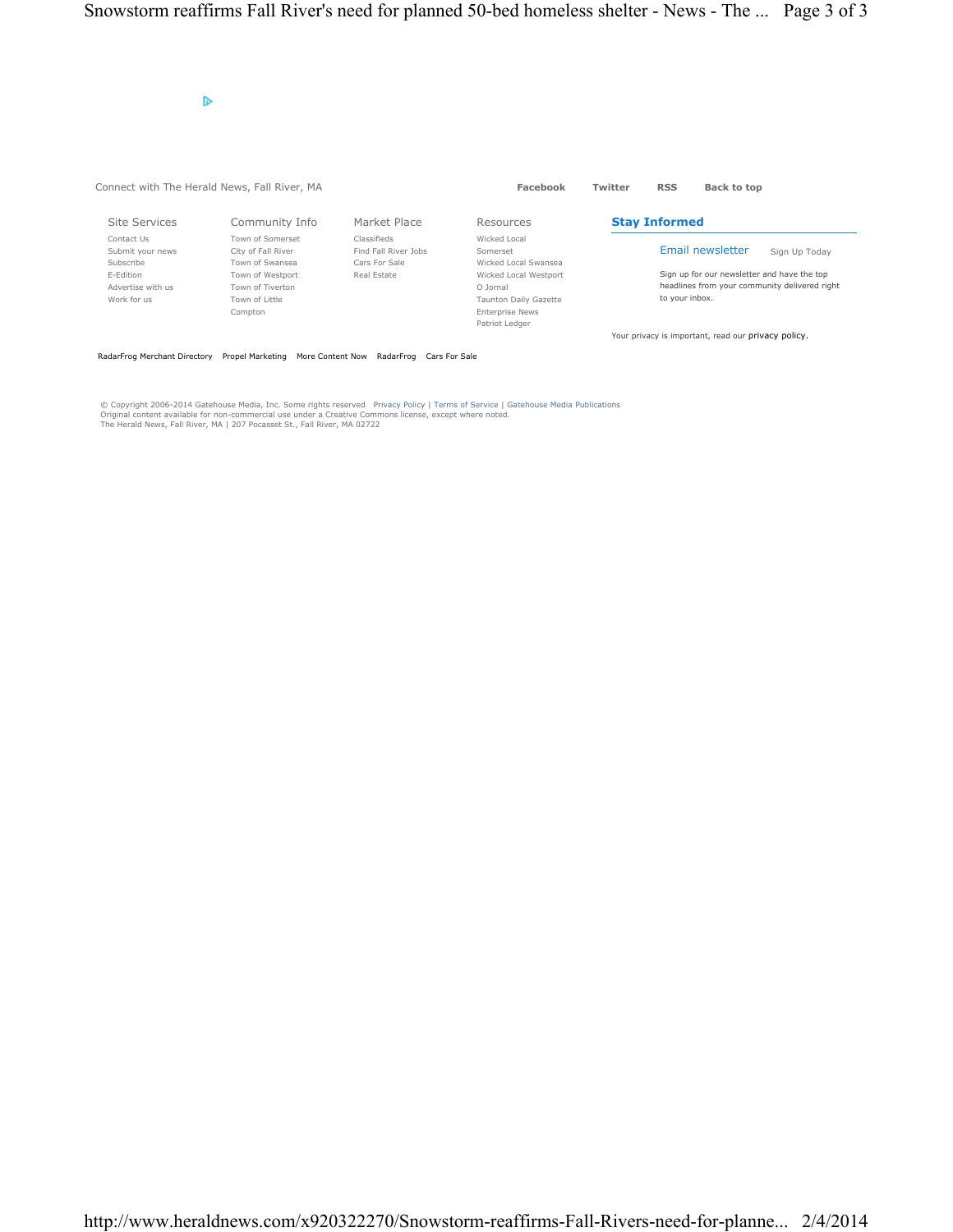Connect with The Herald News, Fall River, MA

Facebook Twitter RSS Back to top

**Site Services**

- Contact Us
- Submit your news
- Subscribe
- E-Edition
- Advertise with us
- Work for us

**Community Info**

- Town of Somerset
- City of Fall River
- Town of Swansea
- Town of Westport
- Town of Tiverton
- Town of Little Compton

**Market Place**

- Classifieds
- Find Fall River Jobs
- Cars For Sale
- Real Estate

**Resources**

- Wicked Local Somerset
- Wicked Local Swansea
- Wicked Local Westport
- O Jornal
- Taunton Daily Gazette
- Enterprise News
- Patriot Ledger

**Stay Informed**

Email newsletter Sign Up Today

Sign up for our newsletter and have the top headlines from your community delivered right to your inbox.

Your privacy is important, read our privacy policy.

RadarFrog Merchant Directory Propel Marketing More Content Now RadarFrog Cars For Sale

© Copyright 2006-2014 Gatehouse Media, Inc. Some rights reserved Privacy Policy | Terms of Service | Gatehouse Media Publications
Original content available for non-commercial use under a Creative Commons license, except where noted.
The Herald News, Fall River, MA | 207 Pocasset St., Fall River, MA 02722